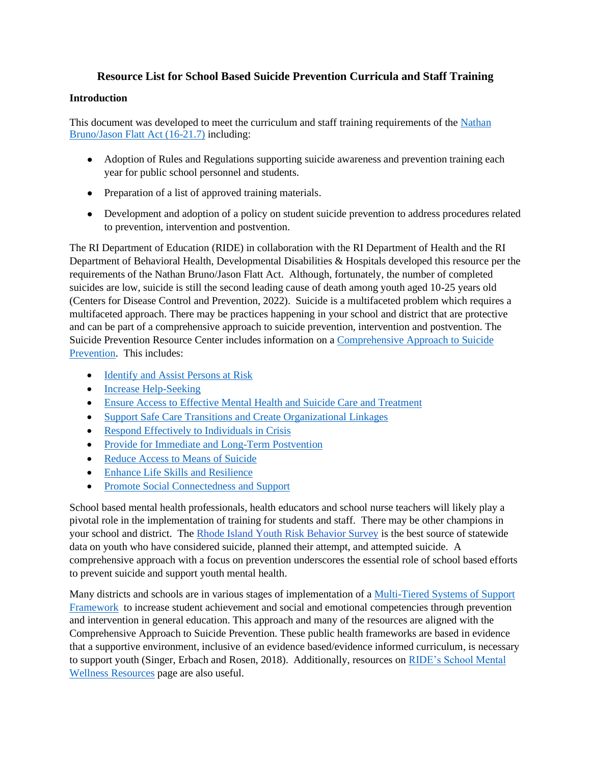# Resource List for School Based Suicide Prevention Curricula and Staff Training

## Introduction

This document was developed to meet the curriculum and staff training requirements of the Nathan Bruno/Jason Flatt Act (16-21.7) including:

- Adoption of Rules and Regulations supporting suicide awareness and prevention training each year for public school personnel and students.
- Preparation of a list of approved training materials.
- Development and adoption of a policy on student suicide prevention to address procedures related to prevention, intervention and postvention.

The RI Department of Education (RIDE) in collaboration with the RI Department of Health and the RI Department of Behavioral Health, Developmental Disabilities & Hospitals developed this resource per the requirements of the Nathan Bruno/Jason Flatt Act. Although, fortunately, the number of completed suicides are low, suicide is still the second leading cause of death among youth aged 10-25 years old (Centers for Disease Control and Prevention, 2022). Suicide is a multifaceted problem which requires a multifaceted approach. There may be practices happening in your school and district that are protective and can be part of a comprehensive approach to suicide prevention, intervention and postvention. The Suicide Prevention Resource Center includes information on a Comprehensive Approach to Suicide Prevention. This includes:

- Identify and Assist Persons at Risk
- Increase Help-Seeking
- Ensure Access to Effective Mental Health and Suicide Care and Treatment
- Support Safe Care Transitions and Create Organizational Linkages
- Respond Effectively to Individuals in Crisis
- Provide for Immediate and Long-Term Postvention
- Reduce Access to Means of Suicide
- Enhance Life Skills and Resilience
- Promote Social Connectedness and Support

School based mental health professionals, health educators and school nurse teachers will likely play a pivotal role in the implementation of training for students and staff. There may be other champions in your school and district. The Rhode Island Youth Risk Behavior Survey is the best source of statewide data on youth who have considered suicide, planned their attempt, and attempted suicide. A comprehensive approach with a focus on prevention underscores the essential role of school based efforts to prevent suicide and support youth mental health.

Many districts and schools are in various stages of implementation of a Multi-Tiered Systems of Support Framework to increase student achievement and social and emotional competencies through prevention and intervention in general education. This approach and many of the resources are aligned with the Comprehensive Approach to Suicide Prevention. These public health frameworks are based in evidence that a supportive environment, inclusive of an evidence based/evidence informed curriculum, is necessary to support youth (Singer, Erbach and Rosen, 2018). Additionally, resources on RIDE's School Mental Wellness Resources page are also useful.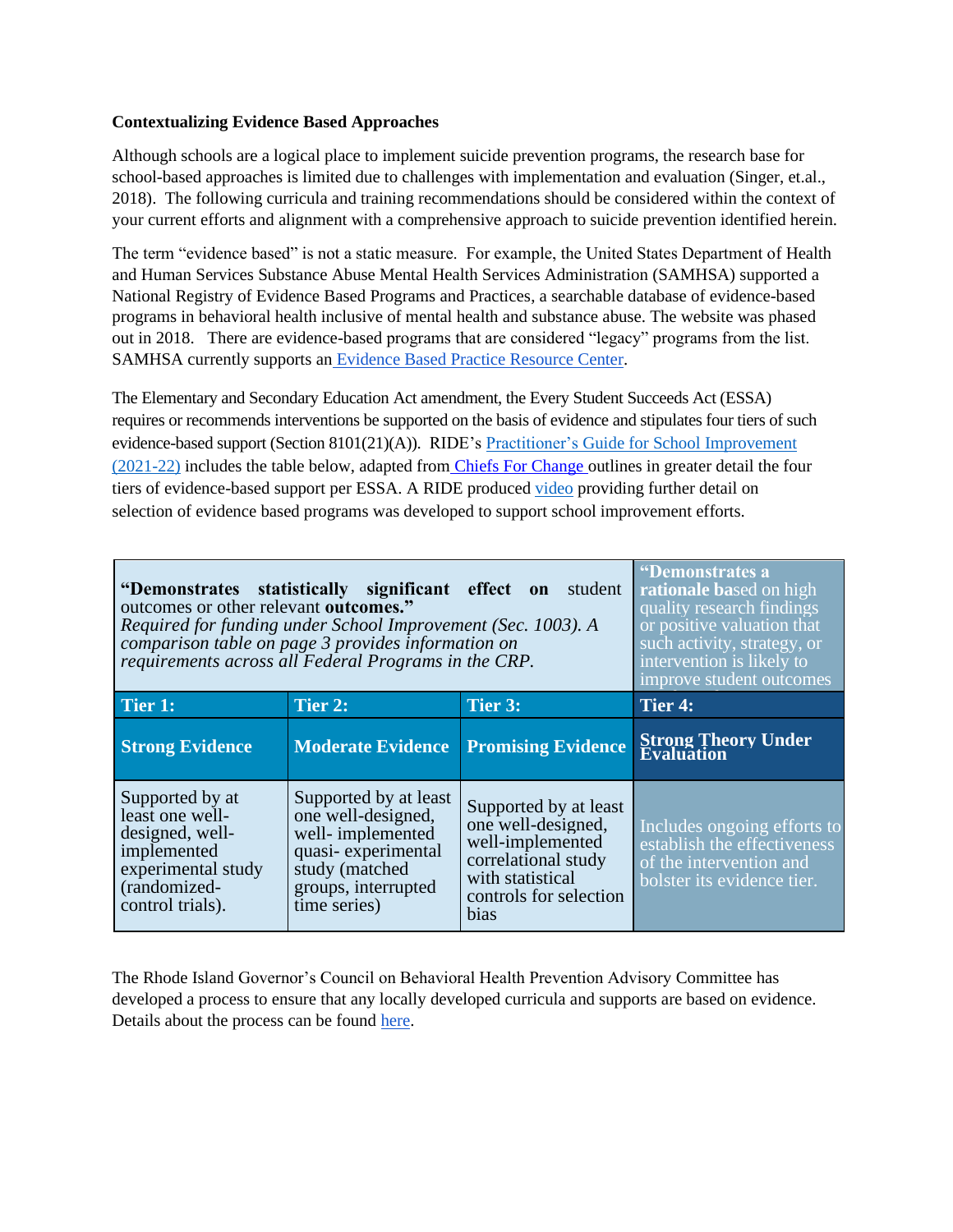**Contextualizing Evidence Based Approaches**

Although schools are a logical place to implement suicide prevention programs, the research base for school-based approaches is limited due to challenges with implementation and evaluation (Singer, et.al., 2018). The following curricula and training recommendations should be considered within the context of your current efforts and alignment with a comprehensive approach to suicide prevention identified herein.

The term "evidence based" is not a static measure. For example, the United States Department of Health and Human Services Substance Abuse Mental Health Services Administration (SAMHSA) supported a National Registry of Evidence Based Programs and Practices, a searchable database of evidence-based programs in behavioral health inclusive of mental health and substance abuse. The website was phased out in 2018. There are evidence-based programs that are considered "legacy" programs from the list. SAMHSA currently supports an Evidence Based Practice Resource Center.

The Elementary and Secondary Education Act amendment, the Every Student Succeeds Act (ESSA) requires or recommends interventions be supported on the basis of evidence and stipulates four tiers of such evidence-based support (Section 8101(21)(A)). RIDE's Practitioner's Guide for School Improvement (2021-22) includes the table below, adapted from Chiefs For Change outlines in greater detail the four tiers of evidence-based support per ESSA. A RIDE produced video providing further detail on selection of evidence based programs was developed to support school improvement efforts.

| **"Demonstrates statistically significant effect on student outcomes or other relevant outcomes."** *Required for funding under School Improvement (Sec. 1003). A comparison table on page 3 provides information on requirements across all Federal Programs in the CRP.* | | | **"Demonstrates a rationale bas**ed on high quality research findings or positive valuation that such activity, strategy, or intervention is likely to improve student outcomes |
|---|---|---|---|
| **Tier 1:** | **Tier 2:** | **Tier 3:** | **Tier 4:** |
| **Strong Evidence** | **Moderate Evidence** | **Promising Evidence** | **Strong Theory Under Evaluation** |
| Supported by at least one well-designed, well-implemented experimental study (randomized-control trials). | Supported by at least one well-designed, well- implemented quasi- experimental study (matched groups, interrupted time series) | Supported by at least one well-designed, well-implemented correlational study with statistical controls for selection bias | Includes ongoing efforts to establish the effectiveness of the intervention and bolster its evidence tier. |

The Rhode Island Governor's Council on Behavioral Health Prevention Advisory Committee has developed a process to ensure that any locally developed curricula and supports are based on evidence. Details about the process can be found here.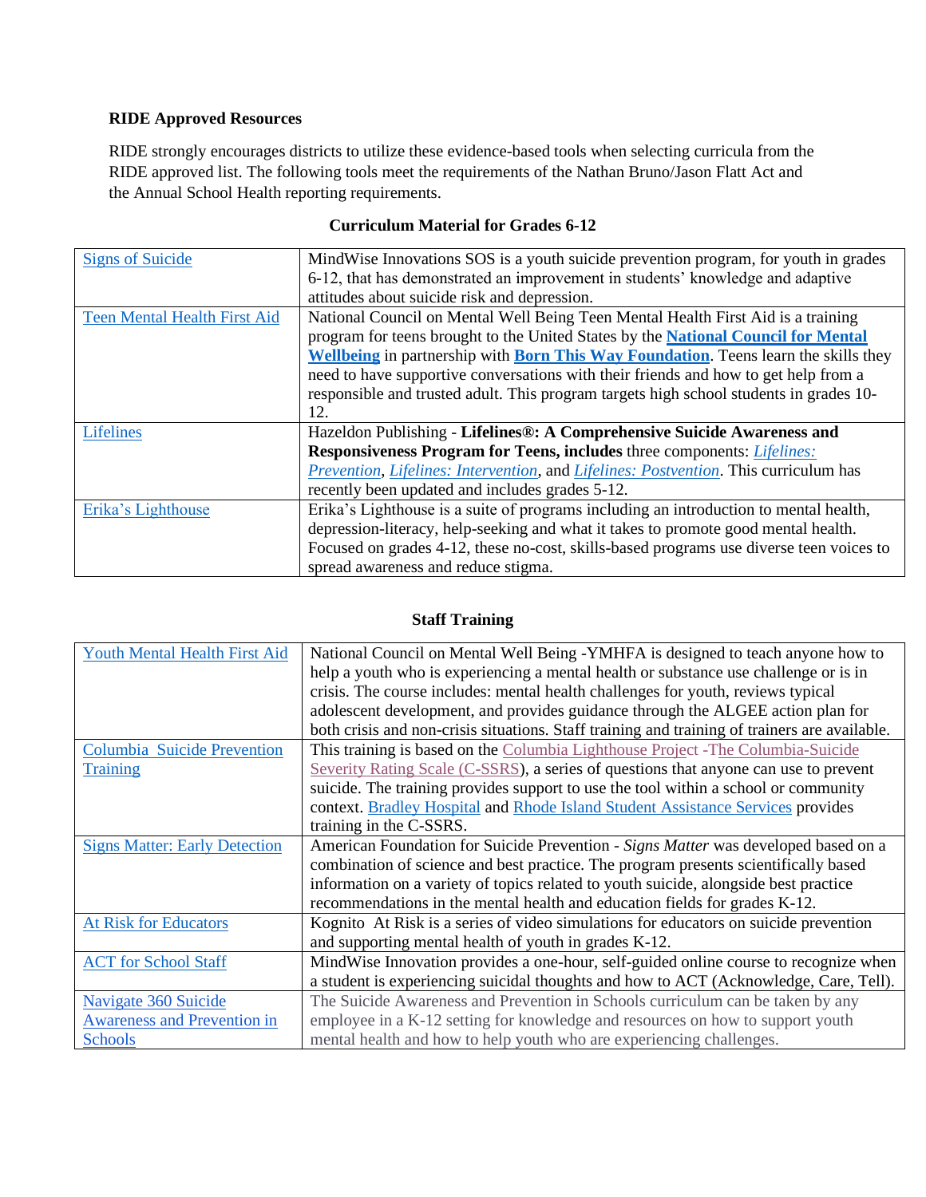**RIDE Approved Resources**

RIDE strongly encourages districts to utilize these evidence-based tools when selecting curricula from the RIDE approved list. The following tools meet the requirements of the Nathan Bruno/Jason Flatt Act and the Annual School Health reporting requirements.

**Curriculum Material for Grades 6-12**

| | |
|---|---|
| Signs of Suicide | MindWise Innovations SOS is a youth suicide prevention program, for youth in grades 6-12, that has demonstrated an improvement in students' knowledge and adaptive attitudes about suicide risk and depression. |
| Teen Mental Health First Aid | National Council on Mental Well Being Teen Mental Health First Aid is a training program for teens brought to the United States by the **National Council for Mental Wellbeing** in partnership with **Born This Way Foundation**. Teens learn the skills they need to have supportive conversations with their friends and how to get help from a responsible and trusted adult. This program targets high school students in grades 10-12. |
| Lifelines | Hazeldon Publishing - **Lifelines®: A Comprehensive Suicide Awareness and Responsiveness Program for Teens, includes** three components: *Lifelines: Prevention*, *Lifelines: Intervention*, and *Lifelines: Postvention*. This curriculum has recently been updated and includes grades 5-12. |
| Erika's Lighthouse | Erika's Lighthouse is a suite of programs including an introduction to mental health, depression-literacy, help-seeking and what it takes to promote good mental health. Focused on grades 4-12, these no-cost, skills-based programs use diverse teen voices to spread awareness and reduce stigma. |

**Staff Training**

| | |
|---|---|
| Youth Mental Health First Aid | National Council on Mental Well Being -YMHFA is designed to teach anyone how to help a youth who is experiencing a mental health or substance use challenge or is in crisis. The course includes: mental health challenges for youth, reviews typical adolescent development, and provides guidance through the ALGEE action plan for both crisis and non-crisis situations. Staff training and training of trainers are available. |
| Columbia Suicide Prevention Training | This training is based on the Columbia Lighthouse Project -The Columbia-Suicide Severity Rating Scale (C-SSRS), a series of questions that anyone can use to prevent suicide. The training provides support to use the tool within a school or community context. Bradley Hospital and Rhode Island Student Assistance Services provides training in the C-SSRS. |
| Signs Matter: Early Detection | American Foundation for Suicide Prevention - *Signs Matter* was developed based on a combination of science and best practice. The program presents scientifically based information on a variety of topics related to youth suicide, alongside best practice recommendations in the mental health and education fields for grades K-12. |
| At Risk for Educators | Kognito At Risk is a series of video simulations for educators on suicide prevention and supporting mental health of youth in grades K-12. |
| ACT for School Staff | MindWise Innovation provides a one-hour, self-guided online course to recognize when a student is experiencing suicidal thoughts and how to ACT (Acknowledge, Care, Tell). |
| Navigate 360 Suicide Awareness and Prevention in Schools | The Suicide Awareness and Prevention in Schools curriculum can be taken by any employee in a K-12 setting for knowledge and resources on how to support youth mental health and how to help youth who are experiencing challenges. |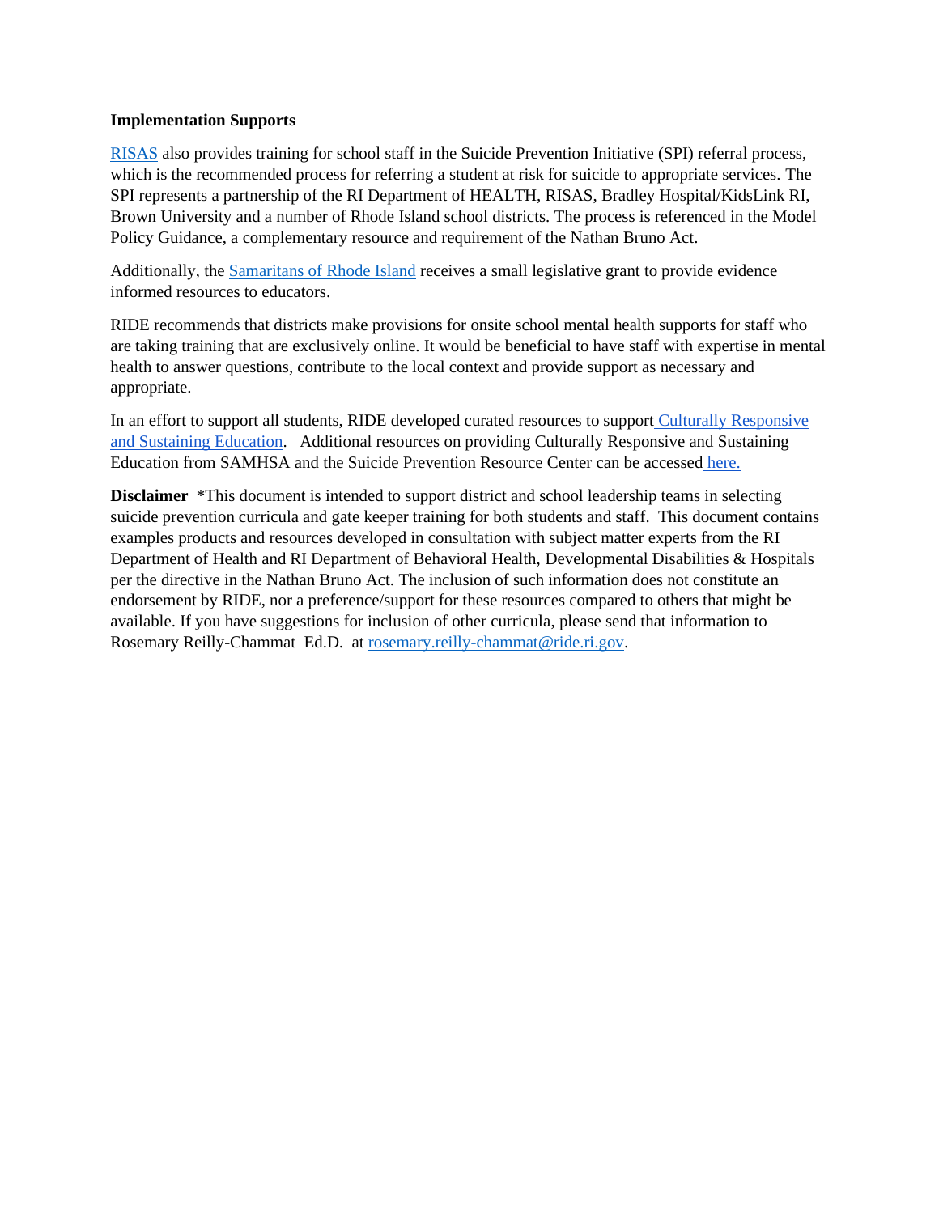**Implementation Supports**

RISAS also provides training for school staff in the Suicide Prevention Initiative (SPI) referral process, which is the recommended process for referring a student at risk for suicide to appropriate services. The SPI represents a partnership of the RI Department of HEALTH, RISAS, Bradley Hospital/KidsLink RI, Brown University and a number of Rhode Island school districts. The process is referenced in the Model Policy Guidance, a complementary resource and requirement of the Nathan Bruno Act.

Additionally, the Samaritans of Rhode Island receives a small legislative grant to provide evidence informed resources to educators.

RIDE recommends that districts make provisions for onsite school mental health supports for staff who are taking training that are exclusively online. It would be beneficial to have staff with expertise in mental health to answer questions, contribute to the local context and provide support as necessary and appropriate.

In an effort to support all students, RIDE developed curated resources to support Culturally Responsive and Sustaining Education. Additional resources on providing Culturally Responsive and Sustaining Education from SAMHSA and the Suicide Prevention Resource Center can be accessed here.

**Disclaimer** *This document is intended to support district and school leadership teams in selecting suicide prevention curricula and gate keeper training for both students and staff. This document contains examples products and resources developed in consultation with subject matter experts from the RI Department of Health and RI Department of Behavioral Health, Developmental Disabilities & Hospitals per the directive in the Nathan Bruno Act. The inclusion of such information does not constitute an endorsement by RIDE, nor a preference/support for these resources compared to others that might be available. If you have suggestions for inclusion of other curricula, please send that information to Rosemary Reilly-Chammat Ed.D. at rosemary.reilly-chammat@ride.ri.gov.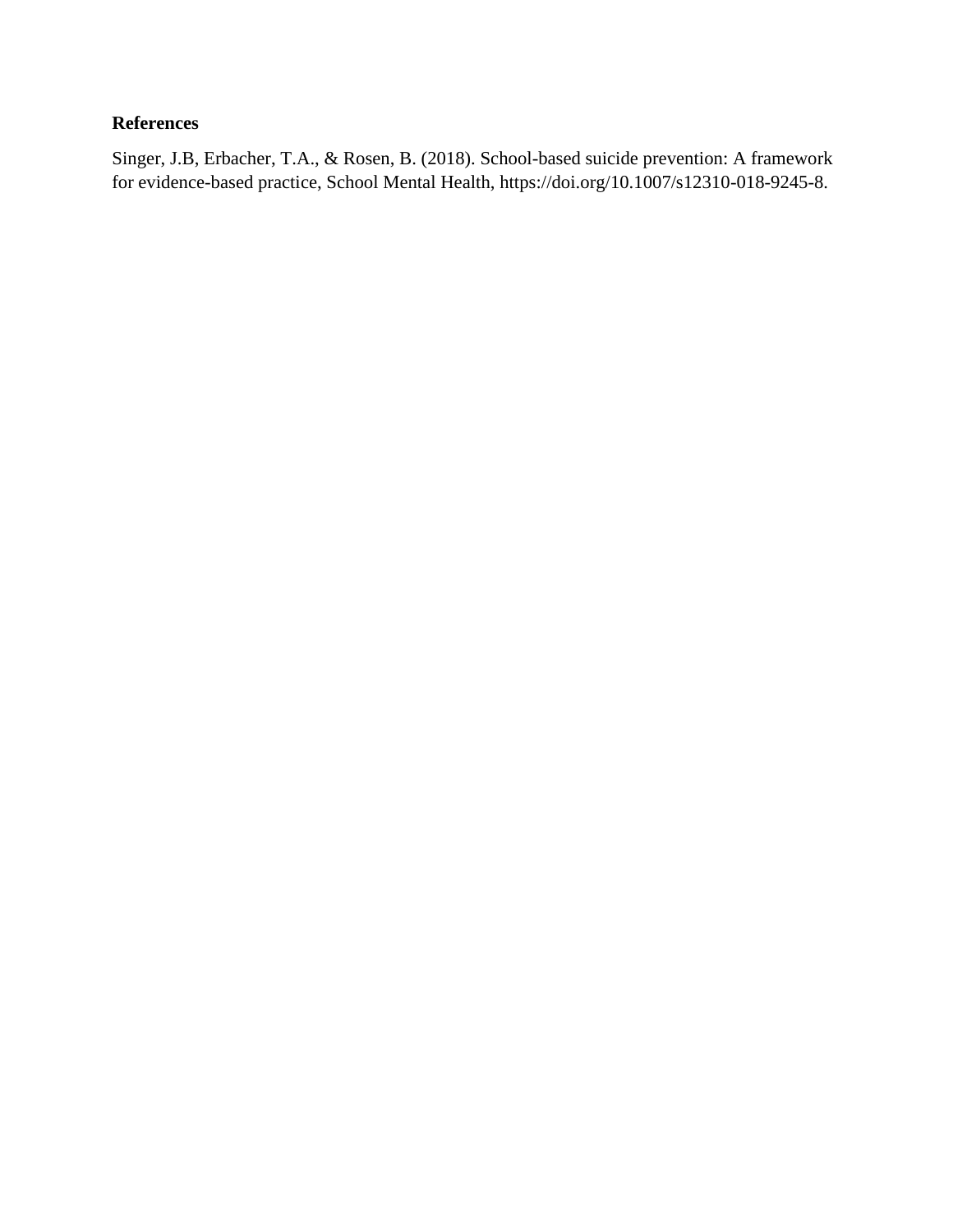**References**

Singer, J.B, Erbacher, T.A., & Rosen, B. (2018). School-based suicide prevention: A framework for evidence-based practice, School Mental Health, https://doi.org/10.1007/s12310-018-9245-8.